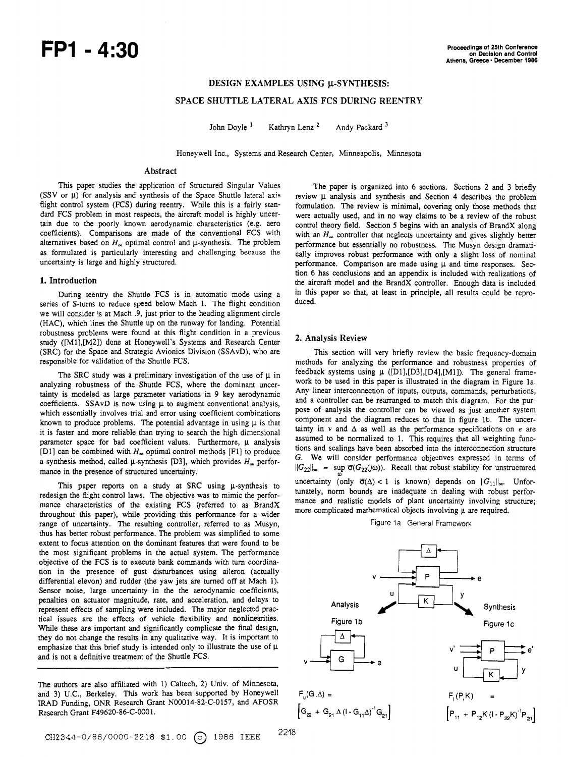# DESIGN EXAMPLES USING μ-SYNTHESIS: SPACE SHUTTLE LATERAL AXIS FCS DURING REENTRY

John Doyle [1] Kathryn Lenz [2] Andy Packard [3]

Honeywell Inc., Systems and Research Center, Minneapolis, Minnesota

## Abstract

This paper studies the application of Structured Singular Values (SSV or μ) for analysis and synthesis of the Space Shuttle lateral axis flight control system (FCS) during reentry. While this is a fairly standard FCS problem in most respects, the aircraft model is highly uncertain due to the poorly known aerodynamic characteristics (e.g. aero coefficients). Comparisons are made of the conventional FCS with alternatives based on $H_\infty$ optimal control and μ-synthesis. The problem as formulated is particularly interesting and challenging because the uncertainty is large and highly structured.

## 1. Introduction

During reentry the Shuttle FCS is in automatic mode using a series of S-turns to reduce speed below Mach 1. The flight condition we will consider is at Mach .9, just prior to the heading alignment circle (HAC), which lines the Shuttle up on the runway for landing. Potential robustness problems were found at this flight condition in a previous study ([M1],[M2]) done at Honeywell's Systems and Research Center (SRC) for the Space and Strategic Avionics Division (SSAvD), who are responsible for validation of the Shuttle FCS.

The SRC study was a preliminary investigation of the use of μ in analyzing robustness of the Shuttle FCS, where the dominant uncertainty is modeled as large parameter variations in 9 key aerodynamic coefficients. SSAvD is now using μ to augment conventional analysis, which essentially involves trial and error using coefficient combinations known to produce problems. The potential advantage in using μ is that it is faster and more reliable than trying to search the high dimensional parameter space for bad coefficient values. Furthermore, μ analysis [D1] can be combined with $H_\infty$ optimal control methods [F1] to produce a synthesis method, called μ-synthesis [D3], which provides $H_\infty$ performance in the presence of structured uncertainty.

This paper reports on a study at SRC using μ-synthesis to redesign the flight control laws. The objective was to mimic the performance characteristics of the existing FCS (referred to as BrandX throughout this paper), while providing this performance for a wider range of uncertainty. The resulting controller, referred to as Musyn, thus has better robust performance. The problem was simplified to some extent to focus attention on the dominant features that were found to be the most significant problems in the actual system. The performance objective of the FCS is to execute bank commands with turn coordination in the presence of gust disturbances using aileron (actually differential elevon) and rudder (the yaw jets are turned off at Mach 1). Sensor noise, large uncertainty in the the aerodynamic coefficients, penalties on actuator magnitude, rate, and acceleration, and delays to represent effects of sampling were included. The major neglected practical issues are the effects of vehicle flexibility and nonlinearities. While these are important and significantly complicate the final design, they do not change the results in any qualitative way. It is important to emphasize that this brief study is intended only to illustrate the use of μ and is not a definitive treatment of the Shuttle FCS.

The authors are also affiliated with 1) Caltech, 2) Univ. of Minnesota, and 3) U.C., Berkeley. This work has been supported by Honeywell IRAD Funding, ONR Research Grant N00014-82-C-0157, and AFOSR Research Grant F49620-86-C-0001.

The paper is organized into 6 sections. Sections 2 and 3 briefly review μ analysis and synthesis and Section 4 describes the problem formulation. The review is minimal, covering only those methods that were actually used, and in no way claims to be a review of the robust control theory field. Section 5 begins with an analysis of BrandX along with an $H_\infty$ controller that neglects uncertainty and gives slightly better performance but essentially no robustness. The Musyn design dramatically improves robust performance with only a slight loss of nominal performance. Comparison are made using μ and time responses. Section 6 has conclusions and an appendix is included with realizations of the aircraft model and the BrandX controller. Enough data is included in this paper so that, at least in principle, all results could be reproduced.

## 2. Analysis Review

This section will very briefly review the basic frequency-domain methods for analyzing the performance and robustness properties of feedback systems using μ ([D1],[D3],[D4],[M1]). The general framework to be used in this paper is illustrated in the diagram in Figure 1a. Any linear interconnection of inputs, outputs, commands, perturbations, and a controller can be rearranged to match this diagram. For the purpose of analysis the controller can be viewed as just another system component and the diagram reduces to that in figure 1b. The uncertainty in $v$ and $\Delta$ as well as the performance specifications on $e$ are assumed to be normalized to 1. This requires that all weighting functions and scalings have been absorbed into the interconnection structure $G$. We will consider performance objectives expressed in terms of $\|G_{22}\|_\infty = \sup_\omega \bar{\sigma}(G_{22}(j\omega))$. Recall that robust stability for unstructured uncertainty (only $\bar{\sigma}(\Delta) < 1$ is known) depends on $\|G_{11}\|_\infty$. Unfortunately, norm bounds are inadequate in dealing with robust performance and realistic models of plant uncertainty involving structure; more complicated mathematical objects involving μ are required.

Figure 1a General Framework

Analysis — Figure 1b

$$F_u(G,\Delta) = \left[G_{22} + G_{21}\Delta(I - G_{11}\Delta)^{-1}G_{21}\right]$$

Synthesis — Figure 1c

$$F_l(P,K) = \left[P_{11} + P_{12}K(I - P_{22}K)^{-1}P_{21}\right]$$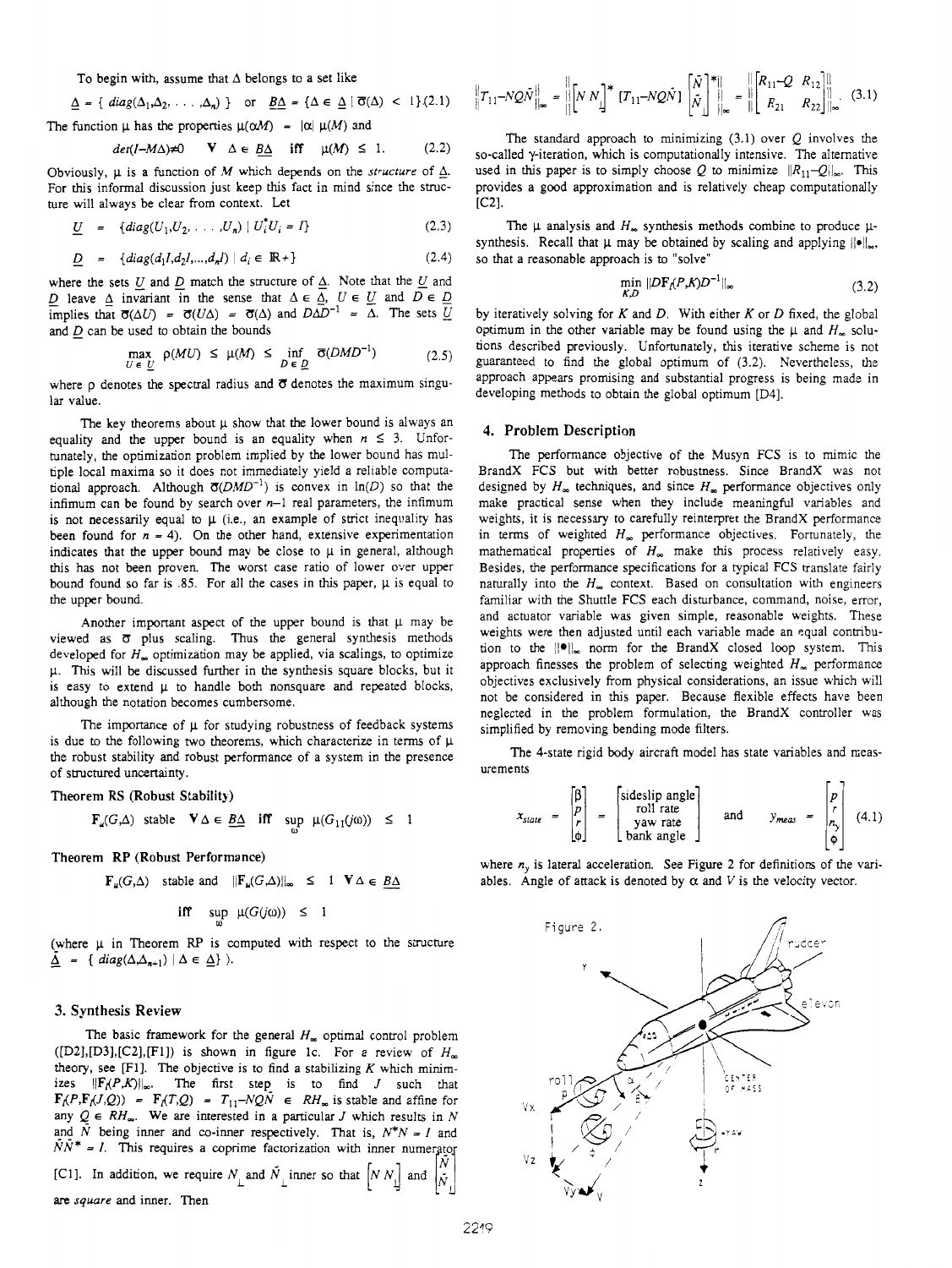To begin with, assume that $\Delta$ belongs to a set like

$$\underline{\Delta} = \{ diag(\Delta_1, \Delta_2, \ldots, \Delta_n) \} \quad \text{or} \quad \underline{B\Delta} = \{\Delta \in \underline{\Delta} \mid \bar{\sigma}(\Delta) < 1\} \tag{2.1}$$

The function $\mu$ has the properties $\mu(\alpha M) = |\alpha|\, \mu(M)$ and

$$det(I - M\Delta) \neq 0 \quad \forall \ \Delta \in \underline{B\Delta} \quad \text{iff} \quad \mu(M) \leq 1. \tag{2.2}$$

Obviously, $\mu$ is a function of $M$ which depends on the *structure* of $\underline{\Delta}$. For this informal discussion just keep this fact in mind since the structure will always be clear from context. Let

$$\underline{U} = \{diag(U_1, U_2, \ldots, U_n) \mid U_i^* U_i = I\} \tag{2.3}$$

$$\underline{D} = \{diag(d_1 I, d_2 I, \ldots, d_n I) \mid d_i \in \mathbb{R}+\} \tag{2.4}$$

where the sets $\underline{U}$ and $\underline{D}$ match the structure of $\underline{\Delta}$. Note that the $\underline{U}$ and $\underline{D}$ leave $\underline{\Delta}$ invariant in the sense that $\Delta \in \underline{\Delta}$, $U \in \underline{U}$ and $D \in \underline{D}$ implies that $\bar{\sigma}(\Delta U) = \bar{\sigma}(U\Delta) = \bar{\sigma}(\Delta)$ and $D\Delta D^{-1} = \Delta$. The sets $\underline{U}$ and $\underline{D}$ can be used to obtain the bounds

$$\max_{U \in \underline{U}} \rho(MU) \leq \mu(M) \leq \inf_{D \in \underline{D}} \bar{\sigma}(DMD^{-1}) \tag{2.5}$$

where $\rho$ denotes the spectral radius and $\bar{\sigma}$ denotes the maximum singular value.

The key theorems about $\mu$ show that the lower bound is always an equality and the upper bound is an equality when $n \leq 3$. Unfortunately, the optimization problem implied by the lower bound has multiple local maxima so it does not immediately yield a reliable computational approach. Although $\bar{\sigma}(DMD^{-1})$ is convex in $\ln(D)$ so that the infimum can be found by search over $n$–1 real parameters, the infimum is not necessarily equal to $\mu$ (i.e., an example of strict inequality has been found for $n = 4$). On the other hand, extensive experimentation indicates that the upper bound may be close to $\mu$ in general, although this has not been proven. The worst case ratio of lower over upper bound found so far is .85. For all the cases in this paper, $\mu$ is equal to the upper bound.

Another important aspect of the upper bound is that $\mu$ may be viewed as $\bar{\sigma}$ plus scaling. Thus the general synthesis methods developed for $H_\infty$ optimization may be applied, via scalings, to optimize $\mu$. This will be discussed further in the synthesis square blocks, but it is easy to extend $\mu$ to handle both nonsquare and repeated blocks, although the notation becomes cumbersome.

The importance of $\mu$ for studying robustness of feedback systems is due to the following two theorems, which characterize in terms of $\mu$ the robust stability and robust performance of a system in the presence of structured uncertainty.

**Theorem RS (Robust Stability)**

$$\mathbf{F}_u(G,\Delta) \text{ stable } \forall \Delta \in \underline{B\Delta} \quad \text{iff} \quad \sup_\omega \mu(G_{11}(j\omega)) \leq 1$$

**Theorem RP (Robust Performance)**

$$\mathbf{F}_u(G,\Delta) \text{ stable and } \|\mathbf{F}_u(G,\Delta)\|_\infty \leq 1 \ \forall \Delta \in \underline{B\Delta}$$

$$\text{iff} \quad \sup_\omega \mu(G(j\omega)) \leq 1$$

(where $\mu$ in Theorem RP is computed with respect to the structure $\underline{\tilde{\Delta}} = \{ diag(\Delta, \Delta_{n+1}) \mid \Delta \in \underline{\Delta}\}$ ).

## 3. Synthesis Review

The basic framework for the general $H_\infty$ optimal control problem ([D2],[D3],[C2],[F1]) is shown in figure 1c. For a review of $H_\infty$ theory, see [F1]. The objective is to find a stabilizing $K$ which minimizes $\|\mathbf{F}_l(P,K)\|_\infty$. The first step is to find $J$ such that $\mathbf{F}_l(P,\mathbf{F}_l(J,Q)) = \mathbf{F}_l(T,Q) = T_{11} - NQ\tilde{N} \in RH_\infty$ is stable and affine for any $Q \in RH_\infty$. We are interested in a particular $J$ which results in $N$ and $\tilde{N}$ being inner and co-inner respectively. That is, $N^*N = I$ and $\tilde{N}\tilde{N}^* = I$. This requires a coprime factorization with inner numerator [C1]. In addition, we require $N_\perp$ and $\tilde{N}_\perp$ inner so that $\begin{bmatrix} N & N_\perp \end{bmatrix}$ and $\begin{bmatrix} \tilde{N} \\ \tilde{N}_\perp \end{bmatrix}$ are *square* and inner. Then

$$\|T_{11} - NQ\tilde{N}\|_\infty = \left\| \begin{bmatrix} N & N_\perp \end{bmatrix}^* [T_{11} - NQ\tilde{N}] \begin{bmatrix} \tilde{N} \\ \tilde{N}_\perp \end{bmatrix}^* \right\|_\infty = \left\| \begin{bmatrix} R_{11} - Q & R_{12} \\ R_{21} & R_{22} \end{bmatrix} \right\|_\infty \tag{3.1}$$

The standard approach to minimizing (3.1) over $Q$ involves the so-called $\gamma$-iteration, which is computationally intensive. The alternative used in this paper is to simply choose $Q$ to minimize $\|R_{11} - Q\|_\infty$. This provides a good approximation and is relatively cheap computationally [C2].

The $\mu$ analysis and $H_\infty$ synthesis methods combine to produce $\mu$-synthesis. Recall that $\mu$ may be obtained by scaling and applying $\|\bullet\|_\infty$, so that a reasonable approach is to "solve"

$$\min_{K,D} \|D\mathbf{F}_l(P,K)D^{-1}\|_\infty \tag{3.2}$$

by iteratively solving for $K$ and $D$. With either $K$ or $D$ fixed, the global optimum in the other variable may be found using the $\mu$ and $H_\infty$ solutions described previously. Unfortunately, this iterative scheme is not guaranteed to find the global optimum of (3.2). Nevertheless, the approach appears promising and substantial progress is being made in developing methods to obtain the global optimum [D4].

## 4. Problem Description

The performance objective of the Musyn FCS is to mimic the BrandX FCS but with better robustness. Since BrandX was not designed by $H_\infty$ techniques, and since $H_\infty$ performance objectives only make practical sense when they include meaningful variables and weights, it is necessary to carefully reinterpret the BrandX performance in terms of weighted $H_\infty$ performance objectives. Fortunately, the mathematical properties of $H_\infty$ make this process relatively easy. Besides, the performance specifications for a typical FCS translate fairly naturally into the $H_\infty$ context. Based on consultation with engineers familiar with the Shuttle FCS each disturbance, command, noise, error, and actuator variable was given simple, reasonable weights. These weights were then adjusted until each variable made an equal contribution to the $\|\bullet\|_\infty$ norm for the BrandX closed loop system. This approach finesses the problem of selecting weighted $H_\infty$ performance objectives exclusively from physical considerations, an issue which will not be considered in this paper. Because flexible effects have been neglected in the problem formulation, the BrandX controller was simplified by removing bending mode filters.

The 4-state rigid body aircraft model has state variables and measurements

$$x_{state} = \begin{bmatrix} \beta \\ p \\ r \\ \phi \end{bmatrix} = \begin{bmatrix} \text{sideslip angle} \\ \text{roll rate} \\ \text{yaw rate} \\ \text{bank angle} \end{bmatrix} \quad \text{and} \quad y_{meas} = \begin{bmatrix} p \\ r \\ n_y \\ \phi \end{bmatrix} \tag{4.1}$$

where $n_y$ is lateral acceleration. See Figure 2 for definitions of the variables. Angle of attack is denoted by $\alpha$ and $V$ is the velocity vector.

Figure 2.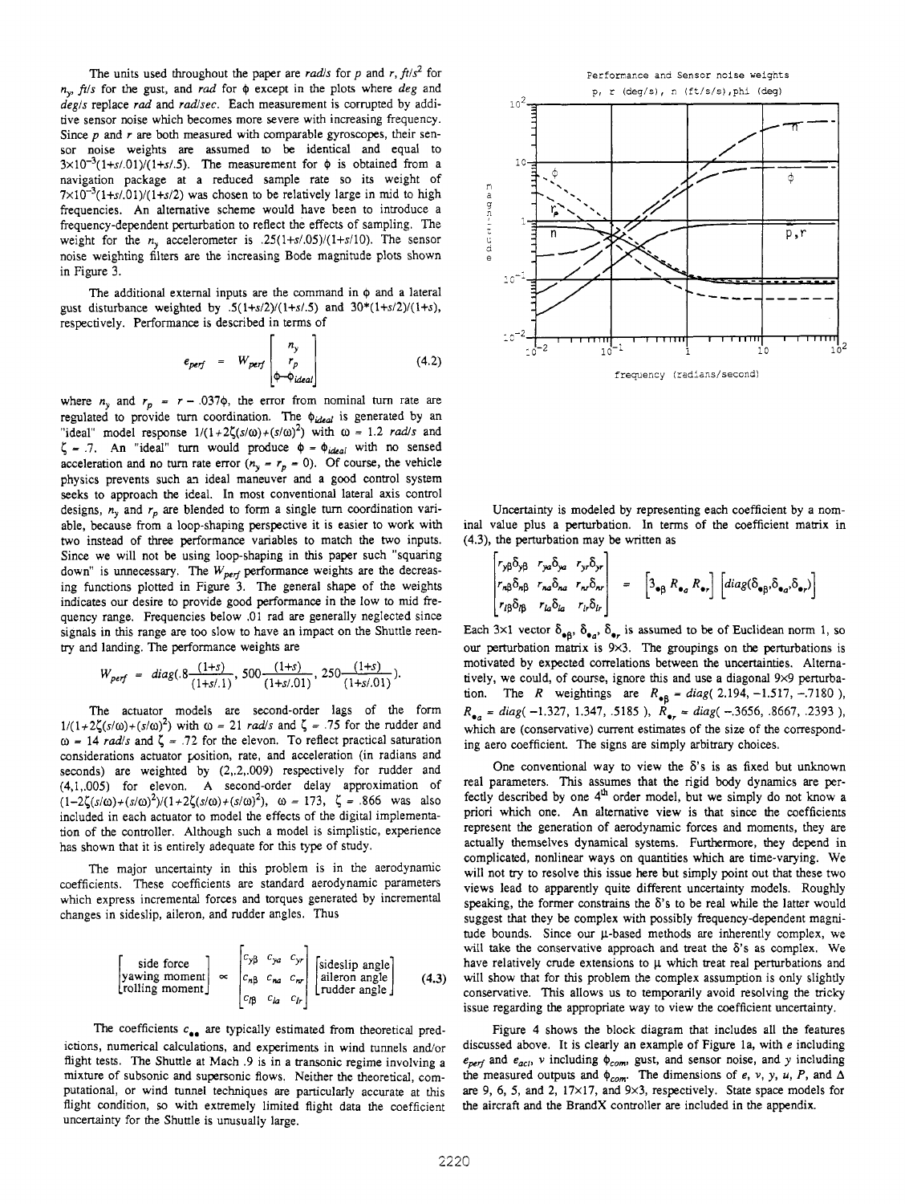The units used throughout the paper are *rad/s* for $p$ and $r$, *ft/s*$^2$ for $n_y$, *ft/s* for the gust, and *rad* for $\phi$ except in the plots where *deg* and *deg/s* replace *rad* and *rad/sec*. Each measurement is corrupted by additive sensor noise which becomes more severe with increasing frequency. Since $p$ and $r$ are both measured with comparable gyroscopes, their sensor noise weights are assumed to be identical and equal to $3\times10^{-3}(1+s/.01)/(1+s/.5)$. The measurement for $\phi$ is obtained from a navigation package at a reduced sample rate so its weight of $7\times10^{-3}(1+s/.01)/(1+s/2)$ was chosen to be relatively large in mid to high frequencies. An alternative scheme would have been to introduce a frequency-dependent perturbation to reflect the effects of sampling. The weight for the $n_y$ accelerometer is $.25(1+s/.05)/(1+s/10)$. The sensor noise weighting filters are the increasing Bode magnitude plots shown in Figure 3.

The additional external inputs are the command in $\phi$ and a lateral gust disturbance weighted by $.5(1+s/2)/(1+s/.5)$ and $30*(1+s/2)/(1+s)$, respectively. Performance is described in terms of

$$e_{perf} = W_{perf}\begin{bmatrix} n_y \\ r_p \\ \phi - \phi_{ideal} \end{bmatrix} \tag{4.2}$$

where $n_y$ and $r_p = r - .037\phi$, the error from nominal turn rate are regulated to provide turn coordination. The $\phi_{ideal}$ is generated by an "ideal" model response $1/(1+2\zeta(s/\omega)+(s/\omega)^2)$ with $\omega = 1.2$ *rad/s* and $\zeta = .7$. An "ideal" turn would produce $\phi = \phi_{ideal}$ with no sensed acceleration and no turn rate error ($n_y = r_p = 0$). Of course, the vehicle physics prevents such an ideal maneuver and a good control system seeks to approach the ideal. In most conventional lateral axis control designs, $n_y$ and $r_p$ are blended to form a single turn coordination variable, because from a loop-shaping perspective it is easier to work with two instead of three performance variables to match the two inputs. Since we will not be using loop-shaping in this paper such "squaring down" is unnecessary. The $W_{perf}$ performance weights are the decreasing functions plotted in Figure 3. The general shape of the weights indicates our desire to provide good performance in the low to mid frequency range. Frequencies below .01 rad are generally neglected since signals in this range are too slow to have an impact on the Shuttle reentry and landing. The performance weights are

$$W_{perf} = diag(.8\frac{(1+s)}{(1+s/.1)},\ 500\frac{(1+s)}{(1+s/.01)},\ 250\frac{(1+s)}{(1+s/.01)}).$$

The actuator models are second-order lags of the form $1/(1+2\zeta(s/\omega)+(s/\omega)^2)$ with $\omega = 21$ *rad/s* and $\zeta = .75$ for the rudder and $\omega = 14$ *rad/s* and $\zeta = .72$ for the elevon. To reflect practical saturation considerations actuator position, rate, and acceleration (in radians and seconds) are weighted by (2,.2,.009) respectively for rudder and (4,1,.005) for elevon. A second-order delay approximation of $(1-2\zeta(s/\omega)+(s/\omega)^2)/(1+2\zeta(s/\omega)+(s/\omega)^2)$, $\omega = 173$, $\zeta = .866$ was also included in each actuator to model the effects of the digital implementation of the controller. Although such a model is simplistic, experience has shown that it is entirely adequate for this type of study.

The major uncertainty in this problem is in the aerodynamic coefficients. These coefficients are standard aerodynamic parameters which express incremental forces and torques generated by incremental changes in sideslip, aileron, and rudder angles. Thus

$$\begin{bmatrix} \text{side force} \\ \text{yawing moment} \\ \text{rolling moment} \end{bmatrix} \propto \begin{bmatrix} c_{y\beta} & c_{ya} & c_{yr} \\ c_{n\beta} & c_{na} & c_{nr} \\ c_{l\beta} & c_{la} & c_{lr} \end{bmatrix} \begin{bmatrix} \text{sideslip angle} \\ \text{aileron angle} \\ \text{rudder angle} \end{bmatrix} \tag{4.3}$$

The coefficients $c_{\bullet\bullet}$ are typically estimated from theoretical predictions, numerical calculations, and experiments in wind tunnels and/or flight tests. The Shuttle at Mach .9 is in a transonic regime involving a mixture of subsonic and supersonic flows. Neither the theoretical, computational, or wind tunnel techniques are particularly accurate at this flight condition, so with extremely limited flight data the coefficient uncertainty for the Shuttle is unusually large.

Performance and Sensor noise weights

p, r (deg/s), n (ft/s/s), phi (deg)

Figure 3 (plot: magnitude vs. frequency (radians/second))

Uncertainty is modeled by representing each coefficient by a nominal value plus a perturbation. In terms of the coefficient matrix in (4.3), the perturbation may be written as

$$\begin{bmatrix} r_{y\beta}\delta_{y\beta} & r_{ya}\delta_{ya} & r_{yr}\delta_{yr} \\ r_{n\beta}\delta_{n\beta} & r_{na}\delta_{na} & r_{nr}\delta_{nr} \\ r_{l\beta}\delta_{l\beta} & r_{la}\delta_{la} & r_{lr}\delta_{lr} \end{bmatrix} = \begin{bmatrix} 3_{\bullet\beta}\ R_{\bullet a}\ R_{\bullet r} \end{bmatrix} \begin{bmatrix} diag(\delta_{\bullet\beta}, \delta_{\bullet a}, \delta_{\bullet r}) \end{bmatrix}$$

Each 3×1 vector $\delta_{\bullet\beta}$, $\delta_{\bullet a}$, $\delta_{\bullet r}$ is assumed to be of Euclidean norm 1, so our perturbation matrix is 9×3. The groupings on the perturbations is motivated by expected correlations between the uncertainties. Alternatively, we could, of course, ignore this and use a diagonal 9×9 perturbation. The $R$ weightings are $R_{\bullet\beta} = diag(\ 2.194, -1.517, -.7180\ )$, $R_{\bullet a} = diag(\ -1.327,\ 1.347,\ .5185\ )$, $R_{\bullet r} = diag(\ -.3656,\ .8667,\ .2393\ )$, which are (conservative) current estimates of the size of the corresponding aero coefficient. The signs are simply arbitrary choices.

One conventional way to view the $\delta$'s is as fixed but unknown real parameters. This assumes that the rigid body dynamics are perfectly described by one 4$^{th}$ order model, but we simply do not know a priori which one. An alternative view is that since the coefficients represent the generation of aerodynamic forces and moments, they are actually themselves dynamical systems. Furthermore, they depend in complicated, nonlinear ways on quantities which are time-varying. We will not try to resolve this issue here but simply point out that these two views lead to apparently quite different uncertainty models. Roughly speaking, the former constrains the $\delta$'s to be real while the latter would suggest that they be complex with possibly frequency-dependent magnitude bounds. Since our $\mu$-based methods are inherently complex, we will take the conservative approach and treat the $\delta$'s as complex. We have relatively crude extensions to $\mu$ which treat real perturbations and will show that for this problem the complex assumption is only slightly conservative. This allows us to temporarily avoid resolving the tricky issue regarding the appropriate way to view the coefficient uncertainty.

Figure 4 shows the block diagram that includes all the features discussed above. It is clearly an example of Figure 1a, with $e$ including $e_{perf}$ and $e_{act}$, $v$ including $\phi_{com}$, gust, and sensor noise, and $y$ including the measured outputs and $\phi_{com}$. The dimensions of $e$, $v$, $y$, $u$, $P$, and $\Delta$ are 9, 6, 5, and 2, 17×17, and 9×3, respectively. State space models for the aircraft and the BrandX controller are included in the appendix.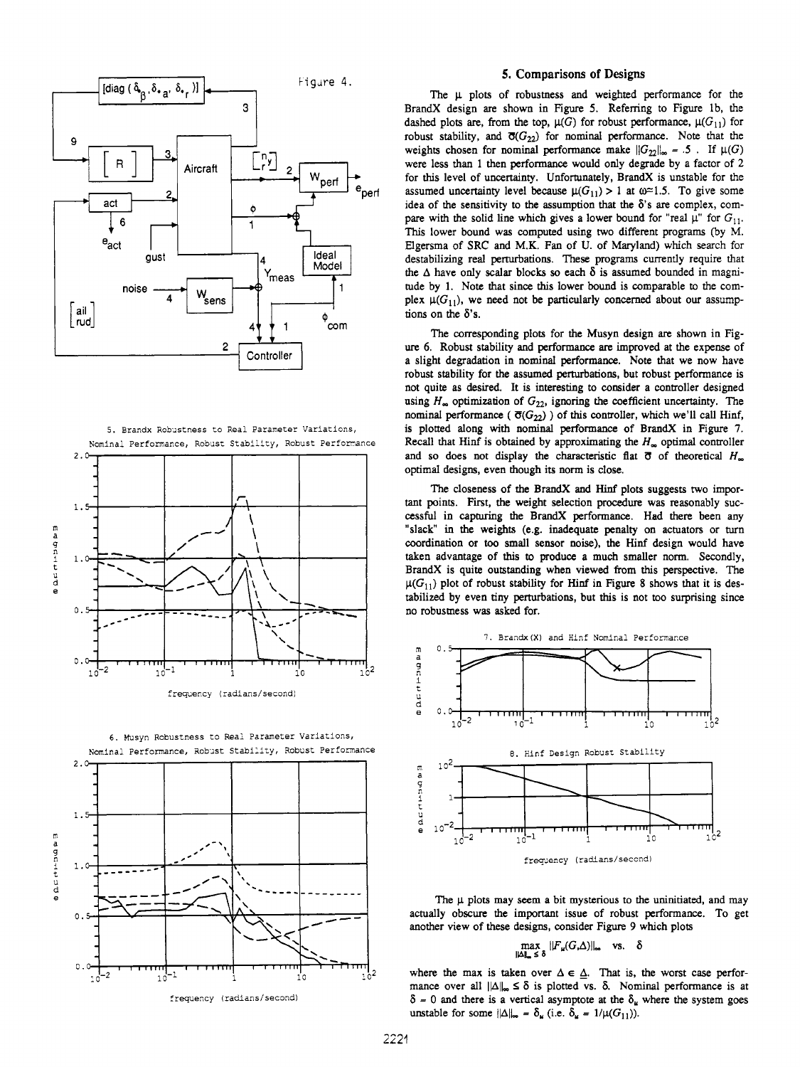Figure 4.

5. Brandx Robustness to Real Parameter Variations, Nominal Performance, Robust Stability, Robust Performance

6. Musyn Robustness to Real Parameter Variations, Nominal Performance, Robust Stability, Robust Performance

## 5. Comparisons of Designs

The $\mu$ plots of robustness and weighted performance for the BrandX design are shown in Figure 5. Referring to Figure 1b, the dashed plots are, from the top, $\mu(G)$ for robust performance, $\mu(G_{11})$ for robust stability, and $\bar{\sigma}(G_{22})$ for nominal performance. Note that the weights chosen for nominal performance make $\|G_{22}\|_\infty = .5$ . If $\mu(G)$ were less than 1 then performance would only degrade by a factor of 2 for this level of uncertainty. Unfortunately, BrandX is unstable for the assumed uncertainty level because $\mu(G_{11}) > 1$ at $\omega \approx 1.5$. To give some idea of the sensitivity to the assumption that the $\delta$'s are complex, compare with the solid line which gives a lower bound for "real $\mu$" for $G_{11}$. This lower bound was computed using two different programs (by M. Elgersma of SRC and M.K. Fan of U. of Maryland) which search for destabilizing real perturbations. These programs currently require that the $\Delta$ have only scalar blocks so each $\delta$ is assumed bounded in magnitude by 1. Note that since this lower bound is comparable to the complex $\mu(G_{11})$, we need not be particularly concerned about our assumptions on the $\delta$'s.

The corresponding plots for the Musyn design are shown in Figure 6. Robust stability and performance are improved at the expense of a slight degradation in nominal performance. Note that we now have robust stability for the assumed perturbations, but robust performance is not quite as desired. It is interesting to consider a controller designed using $H_\infty$ optimization of $G_{22}$, ignoring the coefficient uncertainty. The nominal performance ( $\bar{\sigma}(G_{22})$ ) of this controller, which we'll call Hinf, is plotted along with nominal performance of BrandX in Figure 7. Recall that Hinf is obtained by approximating the $H_\infty$ optimal controller and so does not display the characteristic flat $\bar{\sigma}$ of theoretical $H_\infty$ optimal designs, even though its norm is close.

The closeness of the BrandX and Hinf plots suggests two important points. First, the weight selection procedure was reasonably successful in capturing the BrandX performance. Had there been any "slack" in the weights (e.g. inadequate penalty on actuators or turn coordination or too small sensor noise), the Hinf design would have taken advantage of this to produce a much smaller norm. Secondly, BrandX is quite outstanding when viewed from this perspective. The $\mu(G_{11})$ plot of robust stability for Hinf in Figure 8 shows that it is destabilized by even tiny perturbations, but this is not too surprising since no robustness was asked for.

7. Brandx(X) and Hinf Nominal Performance

8. Hinf Design Robust Stability

The $\mu$ plots may seem a bit mysterious to the uninitiated, and may actually obscure the important issue of robust performance. To get another view of these designs, consider Figure 9 which plots

$$\max_{\|\Delta\|_\infty \le \delta} \|F_u(G,\Delta)\|_\infty \quad \text{vs.} \quad \delta$$

where the max is taken over $\Delta \in \underline{\Delta}$. That is, the worst case performance over all $\|\Delta\|_\infty \le \delta$ is plotted vs. $\delta$. Nominal performance is at $\delta = 0$ and there is a vertical asymptote at the $\delta_u$ where the system goes unstable for some $\|\Delta\|_\infty = \delta_u$ (i.e. $\delta_u = 1/\mu(G_{11})$).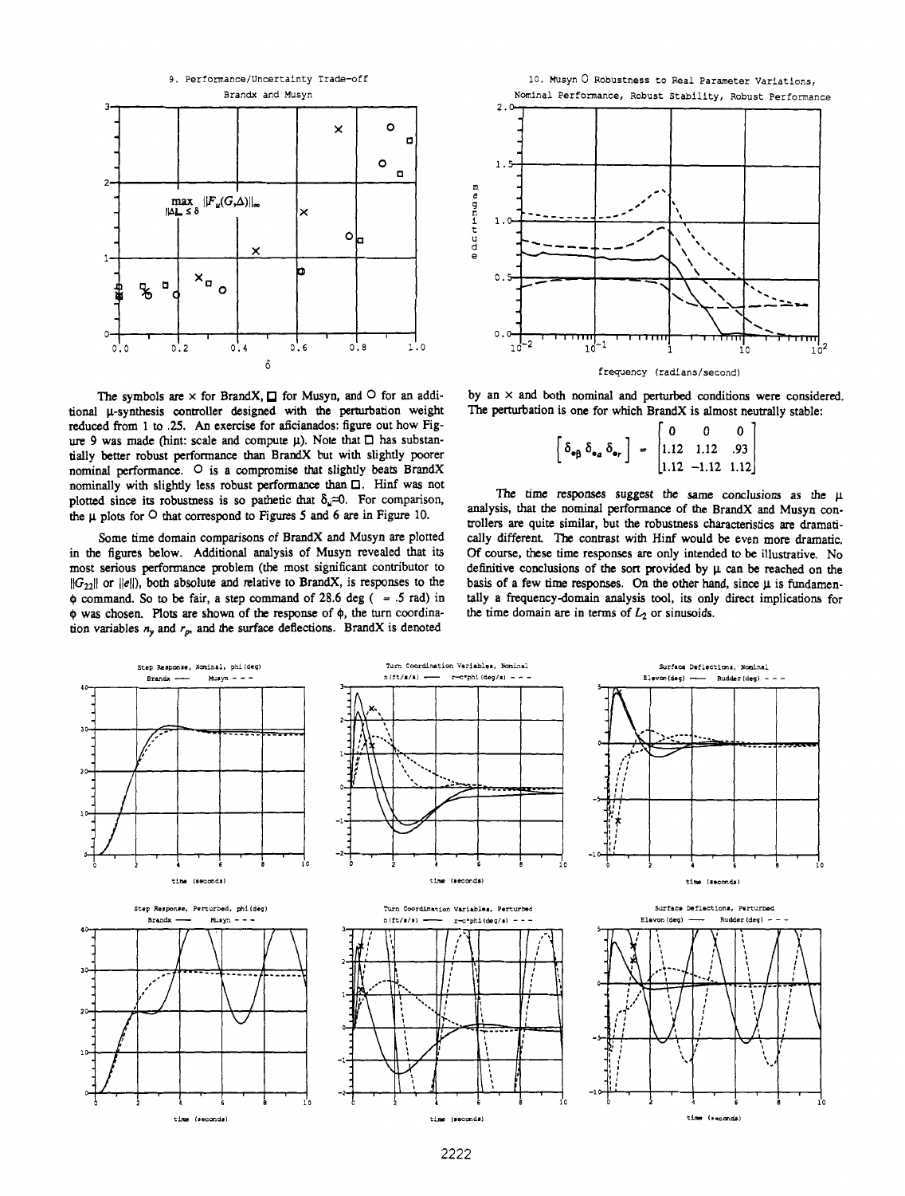9. Performance/Uncertainty Trade-off

Brandx and Musyn

$\max\limits_{\|\Delta\|_\infty \le \delta} \|F_u(G,\Delta)\|_\infty$

10. Musyn O Robustness to Real Parameter Variations, Nominal Performance, Robust Stability, Robust Performance

The symbols are × for BrandX, □ for Musyn, and ○ for an additional μ-synthesis controller designed with the perturbation weight reduced from 1 to .25. An exercise for aficianados: figure out how Figure 9 was made (hint: scale and compute μ). Note that □ has substantially better robust performance than BrandX but with slightly poorer nominal performance. ○ is a compromise that slightly beats BrandX nominally with slightly less robust performance than □. Hinf was not plotted since its robustness is so pathetic that $\delta_u \approx 0$. For comparison, the μ plots for ○ that correspond to Figures 5 and 6 are in Figure 10.

Some time domain comparisons of BrandX and Musyn are plotted in the figures below. Additional analysis of Musyn revealed that its most serious performance problem (the most significant contributor to $\|G_{22}\|$ or $\|e\|$), both absolute and relative to BrandX, is responses to the $\phi$ command. So to be fair, a step command of 28.6 deg ( = .5 rad) in $\phi$ was chosen. Plots are shown of the response of $\phi$, the turn coordination variables $n_y$ and $r_p$, and the surface deflections. BrandX is denoted by an × and both nominal and perturbed conditions were considered. The perturbation is one for which BrandX is almost neutrally stable:

$$\begin{bmatrix} \delta_{e\beta} & \delta_{ea} & \delta_{er} \end{bmatrix} = \begin{bmatrix} 0 & 0 & 0 \\ 1.12 & 1.12 & .93 \\ 1.12 & -1.12 & 1.12 \end{bmatrix}$$

The time responses suggest the same conclusions as the μ analysis, that the nominal performance of the BrandX and Musyn controllers are quite similar, but the robustness characteristics are dramatically different. The contrast with Hinf would be even more dramatic. Of course, these time responses are only intended to be illustrative. No definitive conclusions of the sort provided by μ can be reached on the basis of a few time responses. On the other hand, since μ is fundamentally a frequency-domain analysis tool, its only direct implications for the time domain are in terms of $L_2$ or sinusoids.

Step Response, Nominal, phi(deg) — Brandx —— Musyn - - -

Turn Coordination Variables, Nominal — n(ft/s/s) —— r-c*phi(deg/s) - - -

Surface Deflections, Nominal — Elevon(deg) —— Rudder(deg) - - -

Step Response, Perturbed, phi(deg) — Brandx —— Musyn - - -

Turn Coordination Variables, Perturbed — n(ft/s/s) —— r-c*phi(deg/s) - - -

Surface Deflections, Perturbed — Elevon(deg) —— Rudder(deg) - - -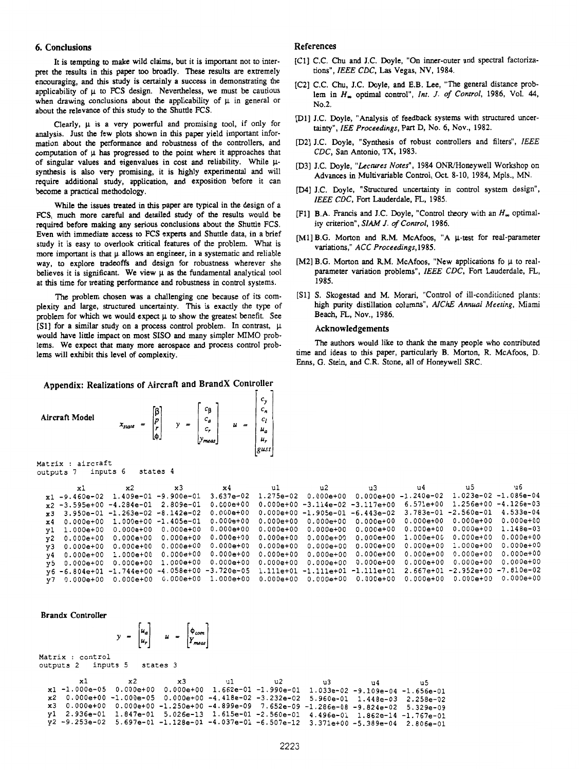## 6. Conclusions

It is tempting to make wild claims, but it is important not to interpret the results in this paper too broadly. These results are extremely encouraging, and this study is certainly a success in demonstrating the applicability of μ to FCS design. Nevertheless, we must be cautious when drawing conclusions about the applicability of μ in general or about the relevance of this study to the Shuttle FCS.

Clearly, μ is a very powerful and promising tool, if only for analysis. Just the few plots shown in this paper yield important information about the performance and robustness of the controllers, and computation of μ has progressed to the point where it approaches that of singular values and eigenvalues in cost and reliability. While μ-synthesis is also very promising, it is highly experimental and will require additional study, application, and exposition before it can become a practical methodology.

While the issues treated in this paper are typical in the design of a FCS, much more careful and detailed study of the results would be required before making any serious conclusions about the Shuttle FCS. Even with immediate access to FCS experts and Shuttle data, in a brief study it is easy to overlook critical features of the problem. What is more important is that μ allows an engineer, in a systematic and reliable way, to explore tradeoffs and design for robustness wherever she believes it is significant. We view μ as the fundamental analytical tool at this time for treating performance and robustness in control systems.

The problem chosen was a challenging one because of its complexity and large, structured uncertainty. This is exactly the type of problem for which we would expect μ to show the greatest benefit. See [S1] for a similar study on a process control problem. In contrast, μ would have little impact on most SISO and many simpler MIMO problems. We expect that many more aerospace and process control problems will exhibit this level of complexity.

## References

[C1] C.C. Chu and J.C. Doyle, "On inner-outer and spectral factorizations", *IEEE CDC*, Las Vegas, NV, 1984.

[C2] C.C. Chu, J.C. Doyle, and E.B. Lee, "The general distance problem in $H_\infty$ optimal control", *Int. J. of Control*, 1986, Vol. 44, No.2.

[D1] J.C. Doyle, "Analysis of feedback systems with structured uncertainty", *IEE Proceedings*, Part D, No. 6, Nov., 1982.

[D2] J.C. Doyle, "Synthesis of robust controllers and filters", *IEEE CDC*, San Antonio, TX, 1983.

[D3] J.C. Doyle, "*Lectures Notes*", 1984 ONR/Honeywell Workshop on Advances in Multivariable Control, Oct. 8-10, 1984, Mpls., MN.

[D4] J.C. Doyle, "Structured uncertainty in control system design", *IEEE CDC*, Fort Lauderdale, FL, 1985.

[F1] B.A. Francis and J.C. Doyle, "Control theory with an $H_\infty$ optimality criterion", *SIAM J. of Control*, 1986.

[M1] B.G. Morton and R.M. McAfoos, "A μ-test for real-parameter variations," *ACC Proceedings*, 1985.

[M2] B.G. Morton and R.M. McAfoos, "New applications fo μ to real-parameter variation problems", *IEEE CDC*, Fort Lauderdale, FL, 1985.

[S1] S. Skogestad and M. Morari, "Control of ill-conditioned plants: high purity distillation columns", *AIChE Annual Meeting*, Miami Beach, FL, Nov., 1986.

### Acknowledgements

The authors would like to thank the many people who contributed time and ideas to this paper, particularly B. Morton, R. McAfoos, D. Enns, G. Stein, and C.R. Stone, all of Honeywell SRC.

## Appendix: Realizations of Aircraft and BrandX Controller

**Aircraft Model**

$$x_{state} = \begin{bmatrix} \beta \\ p \\ r \\ \phi \end{bmatrix} \quad y = \begin{bmatrix} c_\beta \\ c_a \\ c_r \\ y_{meas} \end{bmatrix} \quad u = \begin{bmatrix} c_y \\ c_n \\ c_l \\ u_a \\ u_r \\ gust \end{bmatrix}$$

```
Matrix : aircraft
outputs 7    inputs 6    states 4
```

| | x1 | x2 | x3 | x4 | u1 | u2 | u3 | u4 | u5 | u6 |
|---|---|---|---|---|---|---|---|---|---|---|
| x1 | -9.460e-02 | 1.409e-01 | -9.900e-01 | 3.637e-02 | 1.275e-02 | 0.000e+00 | 0.000e+00 | -1.240e-02 | 1.023e-02 | -1.086e-04 |
| x2 | -3.595e+00 | -4.284e-01 | 2.809e-01 | 0.000e+00 | 0.000e+00 | -3.114e-02 | -3.117e+00 | 6.571e+00 | 1.256e+00 | -4.126e-03 |
| x3 | 3.950e-01 | -1.263e-02 | -8.142e-02 | 0.000e+00 | 0.000e+00 | -1.905e-01 | -6.443e-02 | 3.783e-01 | -2.560e-01 | 4.533e-04 |
| x4 | 0.000e+00 | 1.000e+00 | -1.405e-01 | 0.000e+00 | 0.000e+00 | 0.000e+00 | 0.000e+00 | 0.000e+00 | 0.000e+00 | 0.000e+00 |
| y1 | 1.000e+00 | 0.000e+00 | 0.000e+00 | 0.000e+00 | 0.000e+00 | 0.000e+00 | 0.000e+00 | 0.000e+00 | 0.000e+00 | 1.148e-03 |
| y2 | 0.000e+00 | 0.000e+00 | 0.000e+00 | 0.000e+00 | 0.000e+00 | 0.000e+00 | 0.000e+00 | 1.000e+00 | 0.000e+00 | 0.000e+00 |
| y3 | 0.000e+00 | 0.000e+00 | 0.000e+00 | 0.000e+00 | 0.000e+00 | 0.000e+00 | 0.000e+00 | 0.000e+00 | 1.000e+00 | 0.000e+00 |
| y4 | 0.000e+00 | 1.000e+00 | 0.000e+00 | 0.000e+00 | 0.000e+00 | 0.000e+00 | 0.000e+00 | 0.000e+00 | 0.000e+00 | 0.000e+00 |
| y5 | 0.000e+00 | 0.000e+00 | 1.000e+00 | 0.000e+00 | 0.000e+00 | 0.000e+00 | 0.000e+00 | 0.000e+00 | 0.000e+00 | 0.000e+00 |
| y6 | -6.804e+01 | -1.744e+00 | -4.058e+00 | -3.720e-05 | 1.111e+01 | -1.111e+01 | -1.111e+01 | 2.667e+01 | -2.952e+00 | -7.810e-02 |
| y7 | 0.000e+00 | 0.000e+00 | 0.000e+00 | 1.000e+00 | 0.000e+00 | 0.000e+00 | 0.000e+00 | 0.000e+00 | 0.000e+00 | 0.000e+00 |

**Brandx Controller**

$$y = \begin{bmatrix} u_a \\ u_r \end{bmatrix} \quad u = \begin{bmatrix} \phi_{com} \\ Y_{meas} \end{bmatrix}$$

```
Matrix : control
outputs 2    inputs 5    states 3
```

| | x1 | x2 | x3 | u1 | u2 | u3 | u4 | u5 |
|---|---|---|---|---|---|---|---|---|
| x1 | -1.000e-05 | 0.000e+00 | 0.000e+00 | 1.662e-01 | -1.990e-01 | 1.033e-02 | -9.109e-04 | -1.656e-01 |
| x2 | 0.000e+00 | -1.000e-05 | 0.000e+00 | -4.418e-02 | -3.232e-02 | 5.960e-01 | 1.448e-03 | 2.258e-02 |
| x3 | 0.000e+00 | 0.000e+00 | -1.250e+00 | -4.899e-09 | 7.652e-09 | -1.286e-08 | -9.824e-02 | 5.329e-09 |
| y1 | 2.936e-01 | 1.847e-01 | 5.026e-13 | 1.615e-01 | -2.560e-01 | 4.496e-01 | 1.862e-14 | -1.767e-01 |
| y2 | -9.253e-02 | 5.697e-01 | -1.128e-01 | -4.037e-01 | -6.507e-12 | 3.371e+00 | -5.389e-04 | 2.806e-01 |